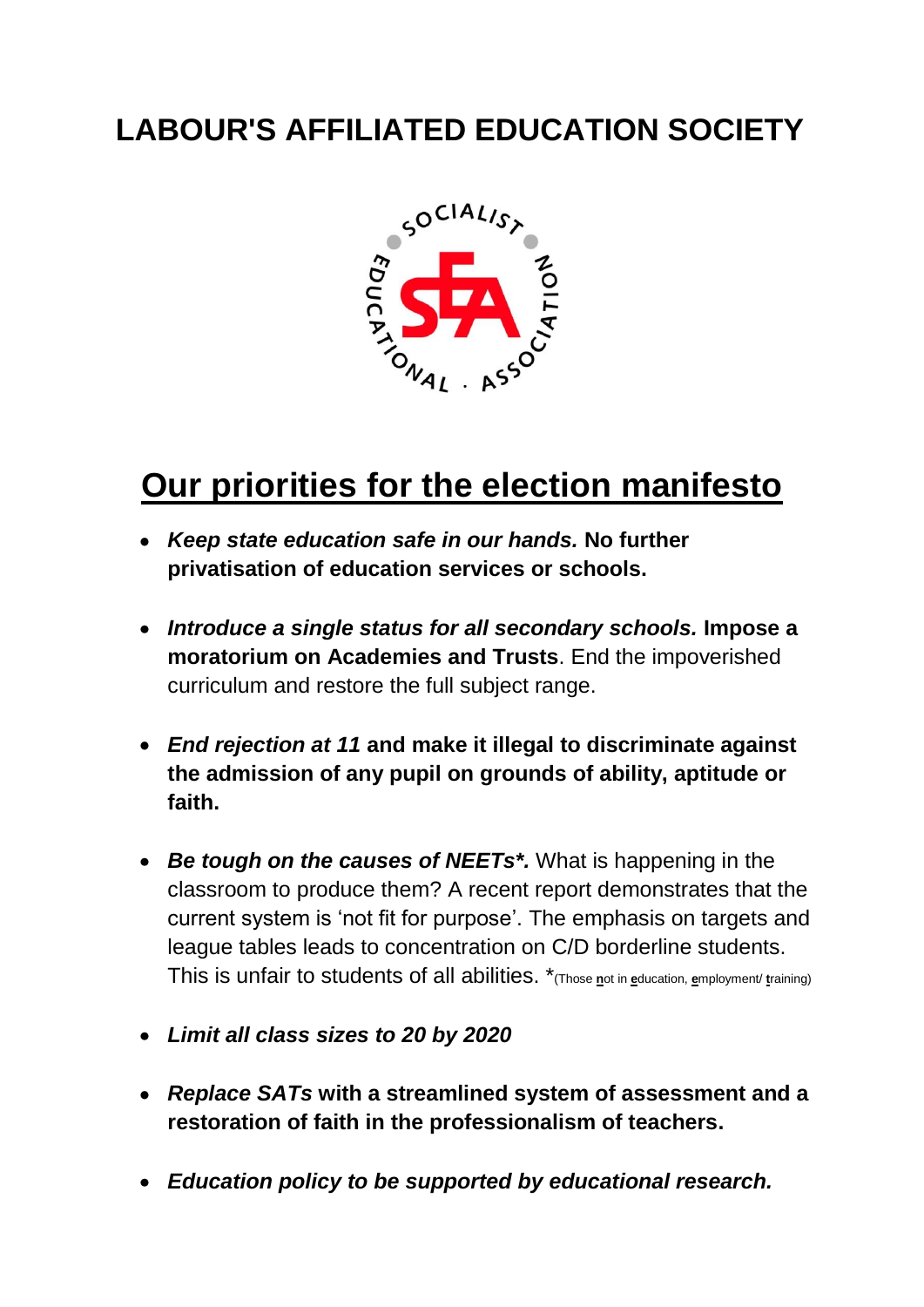# LABOUR'S AFFILIATED EDUCATION SOCIETY

## Our priorities for the election manifesto

- ***Keep state education safe in our hands.*** **No further privatisation of education services or schools.**

- ***Introduce a single status for all secondary schools.*** **Impose a moratorium on Academies and Trusts**. End the impoverished curriculum and restore the full subject range.

- ***End rejection at 11*** **and make it illegal to discriminate against the admission of any pupil on grounds of ability, aptitude or faith.**

- ***Be tough on the causes of NEETs*.*** What is happening in the classroom to produce them? A recent report demonstrates that the current system is 'not fit for purpose'. The emphasis on targets and league tables leads to concentration on C/D borderline students. This is unfair to students of all abilities. *(Those **n**ot in **e**ducation, **e**mployment/ **t**raining)

- ***Limit all class sizes to 20 by 2020***

- ***Replace SATs*** **with a streamlined system of assessment and a restoration of faith in the professionalism of teachers.**

- ***Education policy to be supported by educational research.***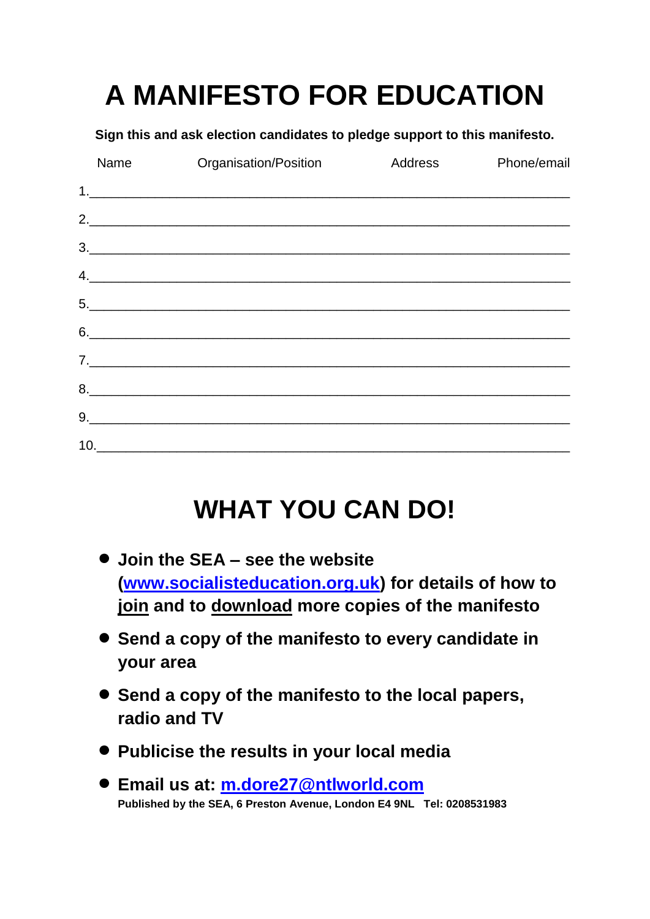# A MANIFESTO FOR EDUCATION

**Sign this and ask election candidates to pledge support to this manifesto.**

| Name | Organisation/Position | Address | Phone/email |
|---|---|---|---|
| 1. | | | |
| 2. | | | |
| 3. | | | |
| 4. | | | |
| 5. | | | |
| 6. | | | |
| 7. | | | |
| 8. | | | |
| 9. | | | |
| 10. | | | |

# WHAT YOU CAN DO!

- **Join the SEA – see the website ([www.socialisteducation.org.uk](http://www.socialisteducation.org.uk)) for details of how to <u>join</u> and to <u>download</u> more copies of the manifesto**
- **Send a copy of the manifesto to every candidate in your area**
- **Send a copy of the manifesto to the local papers, radio and TV**
- **Publicise the results in your local media**
- **Email us at: [m.dore27@ntlworld.com](mailto:m.dore27@ntlworld.com)**

**Published by the SEA, 6 Preston Avenue, London E4 9NL Tel: 0208531983**